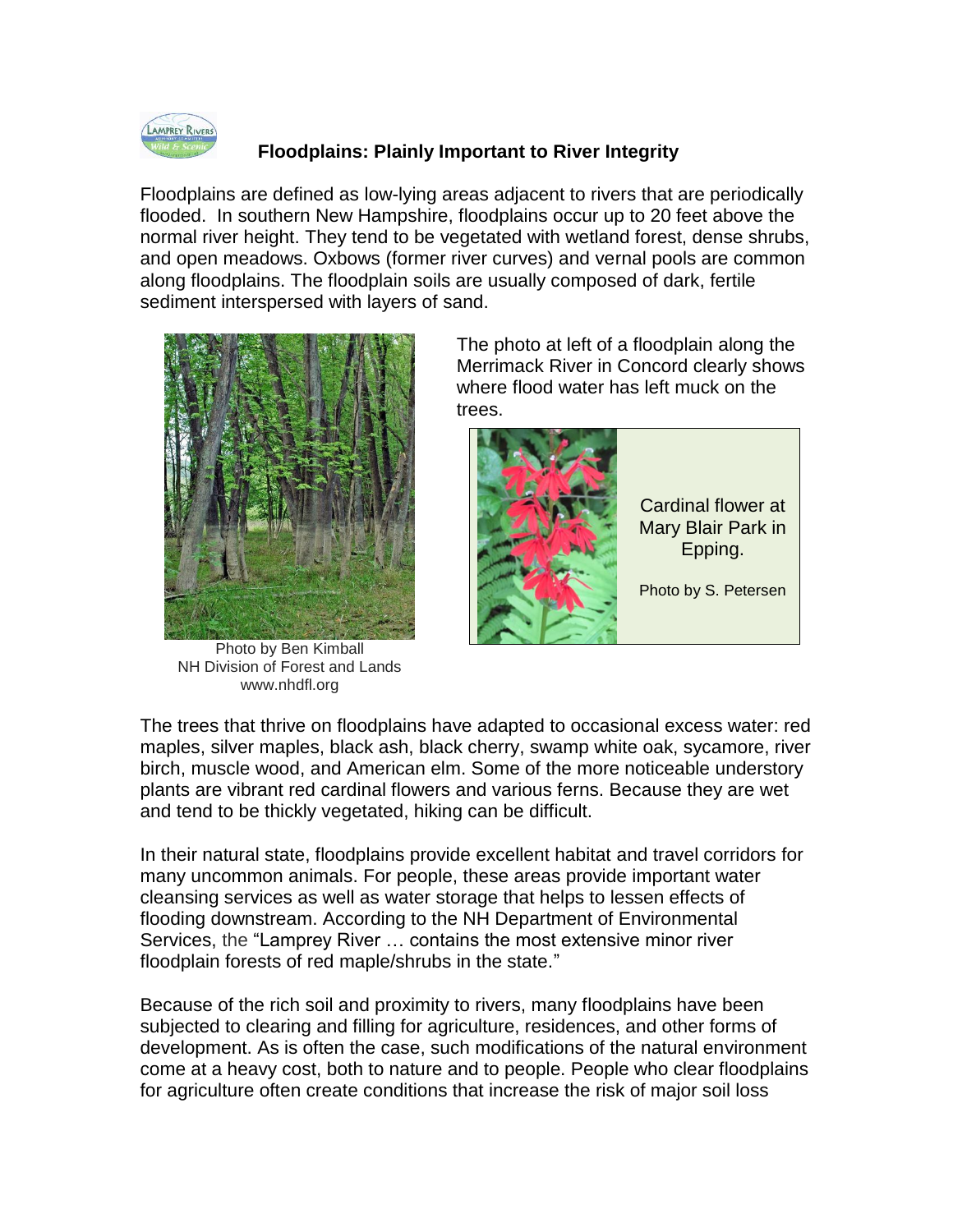## Floodplains: Plainly Important to River Integrity

Floodplains are defined as low-lying areas adjacent to rivers that are periodically flooded. In southern New Hampshire, floodplains occur up to 20 feet above the normal river height. They tend to be vegetated with wetland forest, dense shrubs, and open meadows. Oxbows (former river curves) and vernal pools are common along floodplains. The floodplain soils are usually composed of dark, fertile sediment interspersed with layers of sand.

Photo by Ben Kimball
NH Division of Forest and Lands
www.nhdfl.org

The photo at left of a floodplain along the Merrimack River in Concord clearly shows where flood water has left muck on the trees.

Cardinal flower at Mary Blair Park in Epping.

Photo by S. Petersen

The trees that thrive on floodplains have adapted to occasional excess water: red maples, silver maples, black ash, black cherry, swamp white oak, sycamore, river birch, muscle wood, and American elm. Some of the more noticeable understory plants are vibrant red cardinal flowers and various ferns. Because they are wet and tend to be thickly vegetated, hiking can be difficult.

In their natural state, floodplains provide excellent habitat and travel corridors for many uncommon animals. For people, these areas provide important water cleansing services as well as water storage that helps to lessen effects of flooding downstream. According to the NH Department of Environmental Services, the "Lamprey River … contains the most extensive minor river floodplain forests of red maple/shrubs in the state."

Because of the rich soil and proximity to rivers, many floodplains have been subjected to clearing and filling for agriculture, residences, and other forms of development. As is often the case, such modifications of the natural environment come at a heavy cost, both to nature and to people. People who clear floodplains for agriculture often create conditions that increase the risk of major soil loss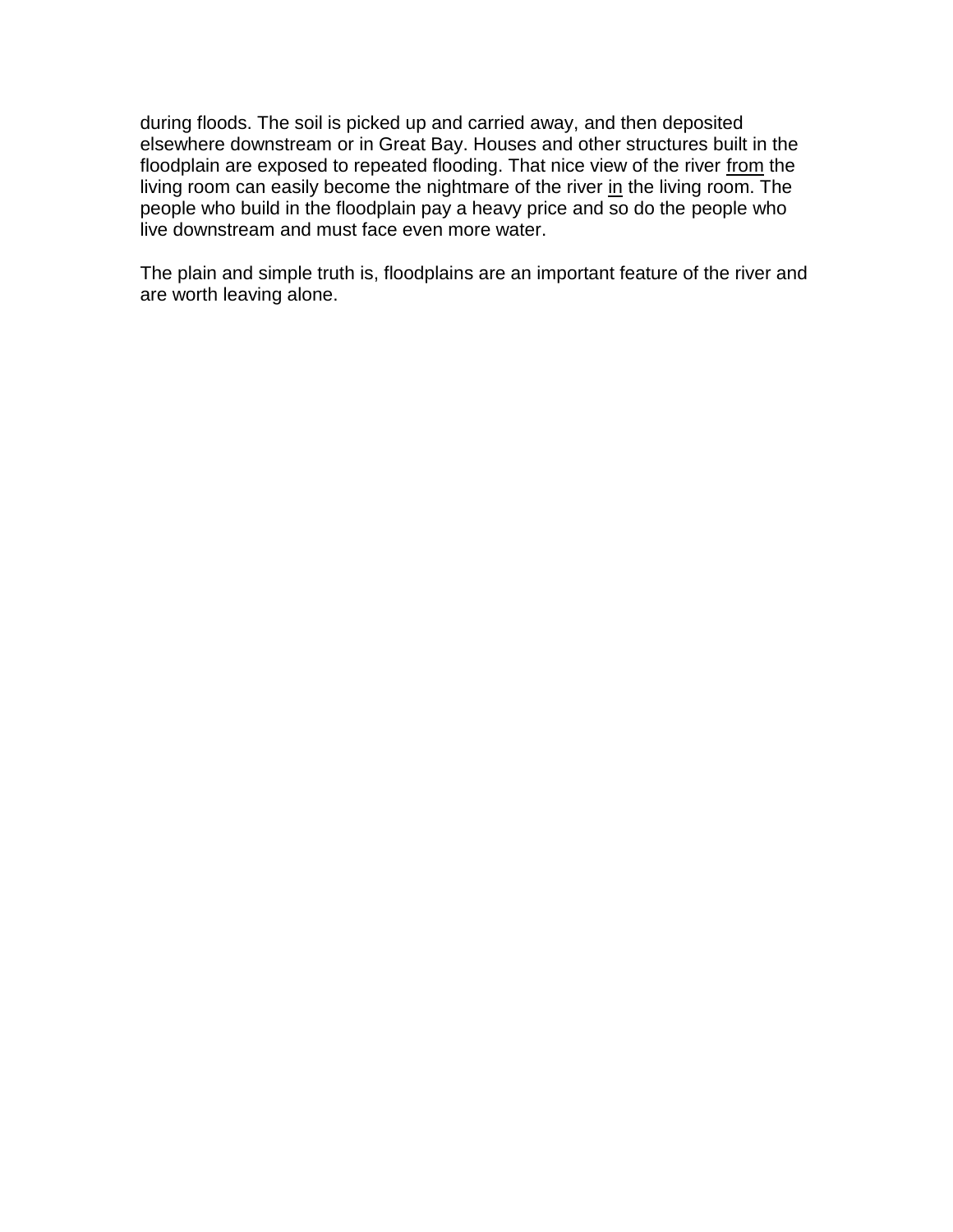during floods. The soil is picked up and carried away, and then deposited elsewhere downstream or in Great Bay. Houses and other structures built in the floodplain are exposed to repeated flooding. That nice view of the river <u>from</u> the living room can easily become the nightmare of the river <u>in</u> the living room. The people who build in the floodplain pay a heavy price and so do the people who live downstream and must face even more water.

The plain and simple truth is, floodplains are an important feature of the river and are worth leaving alone.